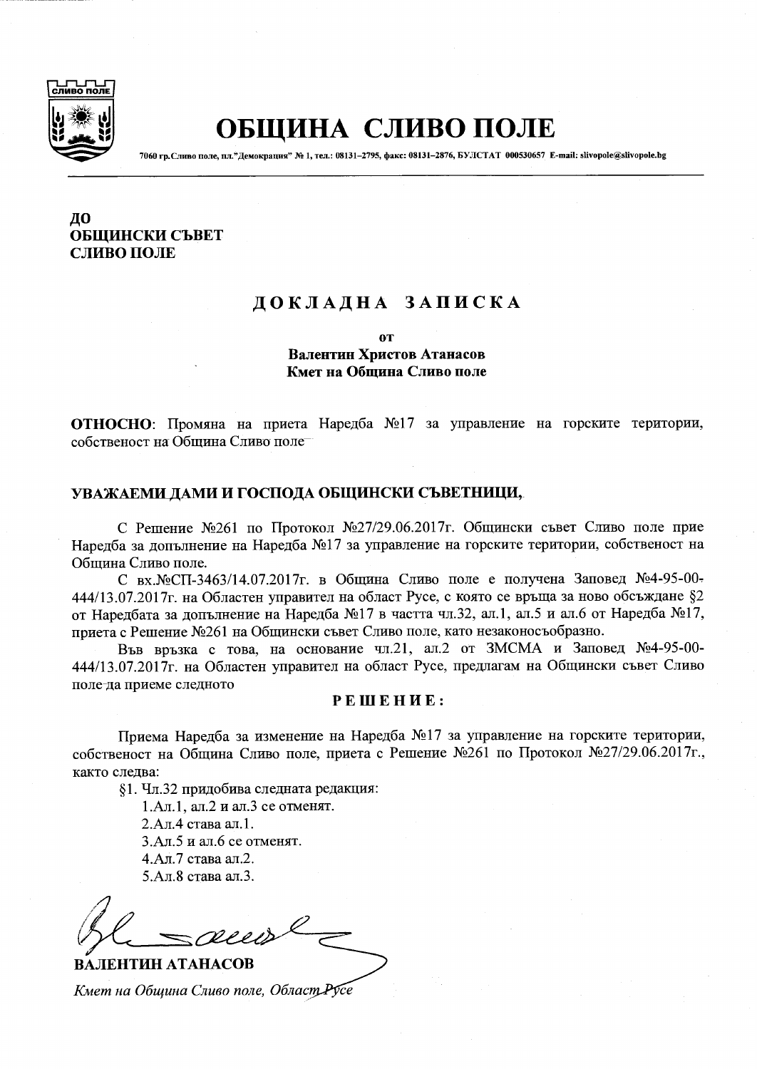# ОБЩИНА СЛИВО ПОЛЕ

7060 гр.Сливо поле, пл."Демокрация" № 1, тел.: 08131–2795, факс: 08131–2876, БУЛСТАТ 000530657 E-mail: slivopole@slivopole.bg

**ДО**
**ОБЩИНСКИ СЪВЕТ**
**СЛИВО ПОЛЕ**

## ДОКЛАДНА ЗАПИСКА

**от**
**Валентин Христов Атанасов**
**Кмет на Община Сливо поле**

**ОТНОСНО**: Промяна на приета Наредба №17 за управление на горските територии, собственост на Община Сливо поле

**УВАЖАЕМИ ДАМИ И ГОСПОДА ОБЩИНСКИ СЪВЕТНИЦИ,**

С Решение №261 по Протокол №27/29.06.2017г. Общински съвет Сливо поле прие Наредба за допълнение на Наредба №17 за управление на горските територии, собственост на Община Сливо поле.

С вх.№СП-3463/14.07.2017г. в Община Сливо поле е получена Заповед №4-95-00-444/13.07.2017г. на Областен управител на област Русе, с която се връща за ново обсъждане §2 от Наредбата за допълнение на Наредба №17 в частта чл.32, ал.1, ал.5 и ал.6 от Наредба №17, приета с Решение №261 на Общински съвет Сливо поле, като незаконосъобразно.

Във връзка с това, на основание чл.21, ал.2 от ЗМСМА и Заповед №4-95-00-444/13.07.2017г. на Областен управител на област Русе, предлагам на Общински съвет Сливо поле да приеме следното

**РЕШЕНИЕ:**

Приема Наредба за изменение на Наредба №17 за управление на горските територии, собственост на Община Сливо поле, приета с Решение №261 по Протокол №27/29.06.2017г., както следва:

§1. Чл.32 придобива следната редакция:

1. Ал.1, ал.2 и ал.3 се отменят.
2. Ал.4 става ал.1.
3. Ал.5 и ал.6 се отменят.
4. Ал.7 става ал.2.
5. Ал.8 става ал.3.

**ВАЛЕНТИН АТАНАСОВ**

*Кмет на Община Сливо поле, Област Русе*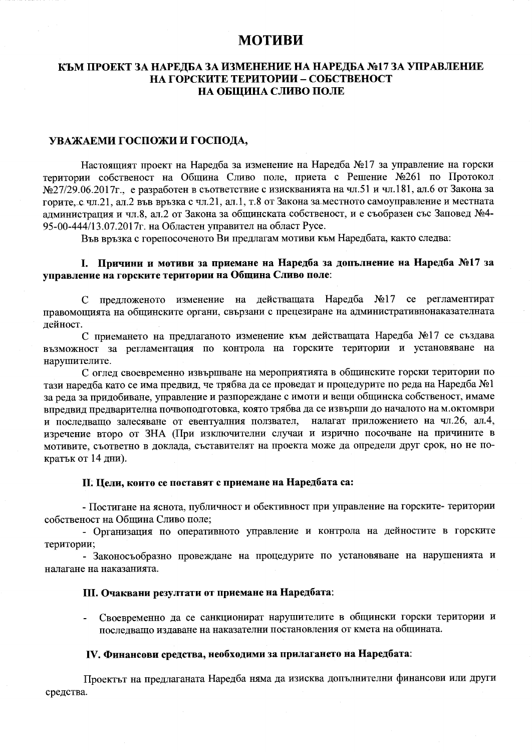# МОТИВИ

## КЪМ ПРОЕКТ ЗА НАРЕДБА ЗА ИЗМЕНЕНИЕ НА НАРЕДБА №17 ЗА УПРАВЛЕНИЕ НА ГОРСКИТЕ ТЕРИТОРИИ – СОБСТВЕНОСТ НА ОБЩИНА СЛИВО ПОЛЕ

**УВАЖАЕМИ ГОСПОЖИ И ГОСПОДА,**

Настоящият проект на Наредба за изменение на Наредба №17 за управление на горски територии собственост на Община Сливо поле, приета с Решение №261 по Протокол №27/29.06.2017г., е разработен в съответствие с изискванията на чл.51 и чл.181, ал.6 от Закона за горите, с чл.21, ал.2 във връзка с чл.21, ал.1, т.8 от Закона за местното самоуправление и местната администрация и чл.8, ал.2 от Закона за общинската собственост, и е съобразен със Заповед №4-95-00-444/13.07.2017г. на Областен управител на област Русе.

Във връзка с горепосоченото Ви предлагам мотиви към Наредбата, както следва:

### I. Причини и мотиви за приемане на Наредба за допълнение на Наредба №17 за управление на горските територии на Община Сливо поле:

С предложеното изменение на действащата Наредба №17 се регламентират правомощията на общинските органи, свързани с прецезиране на административнонаказателната дейност.

С приемането на предлаганото изменение към действащата Наредба №17 се създава възможност за регламентация по контрола на горските територии и установяване на нарушителите.

С оглед своевременно извършване на мероприятията в общинските горски територии по тази наредба като се има предвид, че трябва да се проведат и процедурите по реда на Наредба №1 за реда за придобиване, управление и разпореждане с имоти и вещи общинска собственост, имаме впредвид предварителна почвоподготовка, която трябва да се извърши до началото на м.октомври и последващо залесяване от евентуалния ползвател, налагат приложението на чл.26, ал.4, изречение второ от ЗНА (При изключителни случаи и изрично посочване на причините в мотивите, съответно в доклада, съставителят на проекта може да определи друг срок, но не по-кратък от 14 дни).

### II. Цели, които се поставят с приемане на Наредбата са:

- Постигане на яснота, публичност и обективност при управление на горските- територии собственост на Община Сливо поле;
- Организация по оперативното управление и контрола на дейностите в горските територии;
- Законосъобразно провеждане на процедурите по установяване на нарушенията и налагане на наказанията.

### III. Очаквани резултати от приемане на Наредбата:

- Своевременно да се санкционират нарушителите в общински горски територии и последващо издаване на наказателни постановления от кмета на общината.

### IV. Финансови средства, необходими за прилагането на Наредбата:

Проектът на предлаганата Наредба няма да изисква допълнителни финансови или други средства.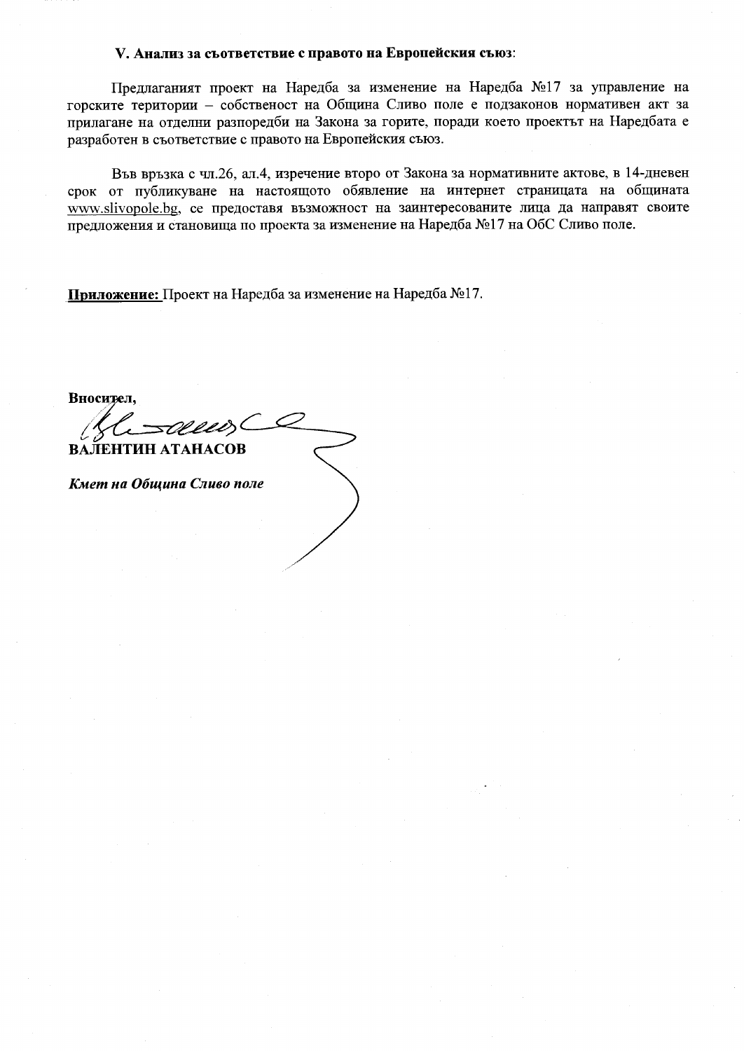### V. Анализ за съответствие с правото на Европейския съюз:

Предлаганият проект на Наредба за изменение на Наредба №17 за управление на горските територии – собственост на Община Сливо поле е подзаконов нормативен акт за прилагане на отделни разпоредби на Закона за горите, поради което проектът на Наредбата е разработен в съответствие с правото на Европейския съюз.

Във връзка с чл.26, ал.4, изречение второ от Закона за нормативните актове, в 14-дневен срок от публикуване на настоящото обявление на интернет страницата на общината www.slivopole.bg, се предоставя възможност на заинтересованите лица да направят своите предложения и становища по проекта за изменение на Наредба №17 на ОбС Сливо поле.

**Приложение:** Проект на Наредба за изменение на Наредба №17.

**Вносител,**

**ВАЛЕНТИН АТАНАСОВ**

***Кмет на Община Сливо поле***